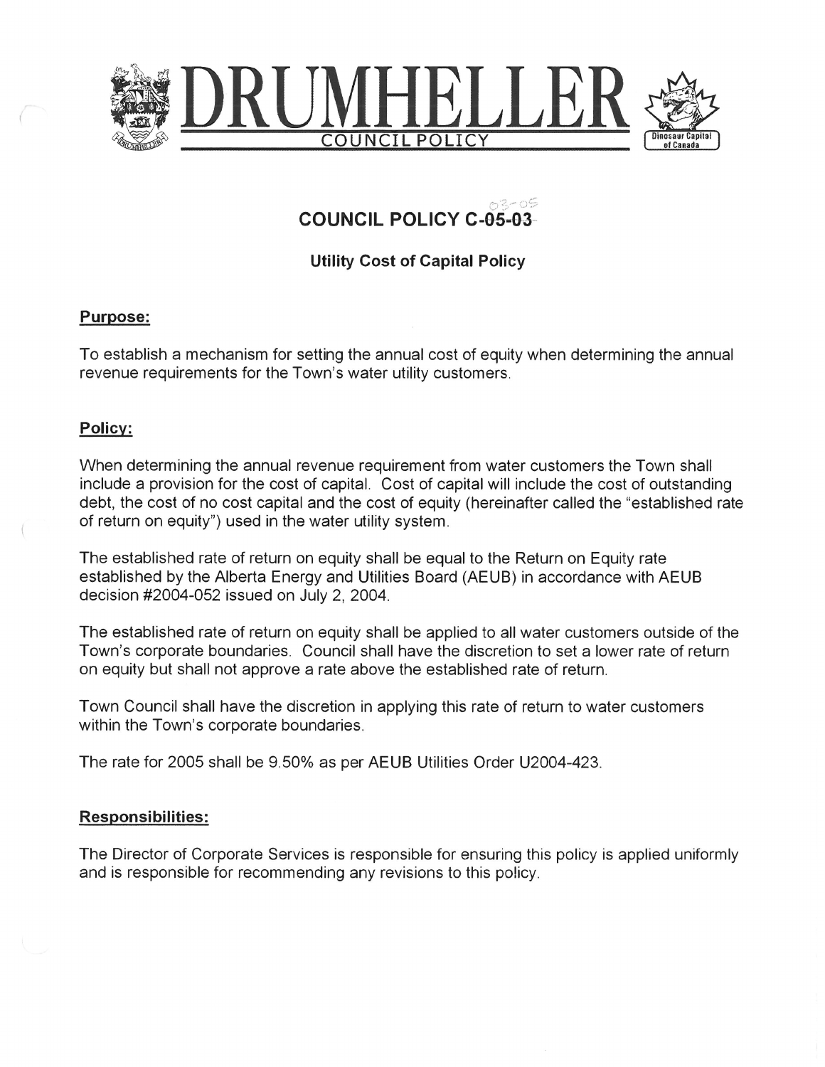# DRUMHELLER

COUNCIL POLICY

Dinosaur Capital of Canada

## COUNCIL POLICY C-05-03

03-05

### Utility Cost of Capital Policy

**Purpose:**

To establish a mechanism for setting the annual cost of equity when determining the annual revenue requirements for the Town's water utility customers.

**Policy:**

When determining the annual revenue requirement from water customers the Town shall include a provision for the cost of capital. Cost of capital will include the cost of outstanding debt, the cost of no cost capital and the cost of equity (hereinafter called the "established rate of return on equity") used in the water utility system.

The established rate of return on equity shall be equal to the Return on Equity rate established by the Alberta Energy and Utilities Board (AEUB) in accordance with AEUB decision #2004-052 issued on July 2, 2004.

The established rate of return on equity shall be applied to all water customers outside of the Town's corporate boundaries. Council shall have the discretion to set a lower rate of return on equity but shall not approve a rate above the established rate of return.

Town Council shall have the discretion in applying this rate of return to water customers within the Town's corporate boundaries.

The rate for 2005 shall be 9.50% as per AEUB Utilities Order U2004-423.

**Responsibilities:**

The Director of Corporate Services is responsible for ensuring this policy is applied uniformly and is responsible for recommending any revisions to this policy.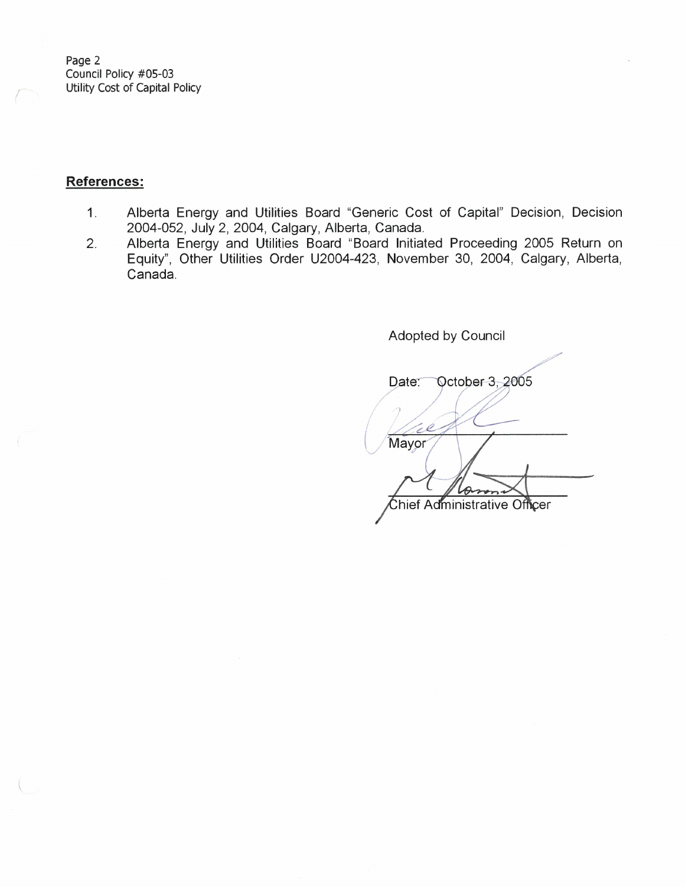## References:

1. Alberta Energy and Utilities Board "Generic Cost of Capital" Decision, Decision 2004-052, July 2, 2004, Calgary, Alberta, Canada.
2. Alberta Energy and Utilities Board "Board Initiated Proceeding 2005 Return on Equity", Other Utilities Order U2004-423, November 30, 2004, Calgary, Alberta, Canada.

Adopted by Council

Date: October 3, 2005

Mayor

Chief Administrative Officer